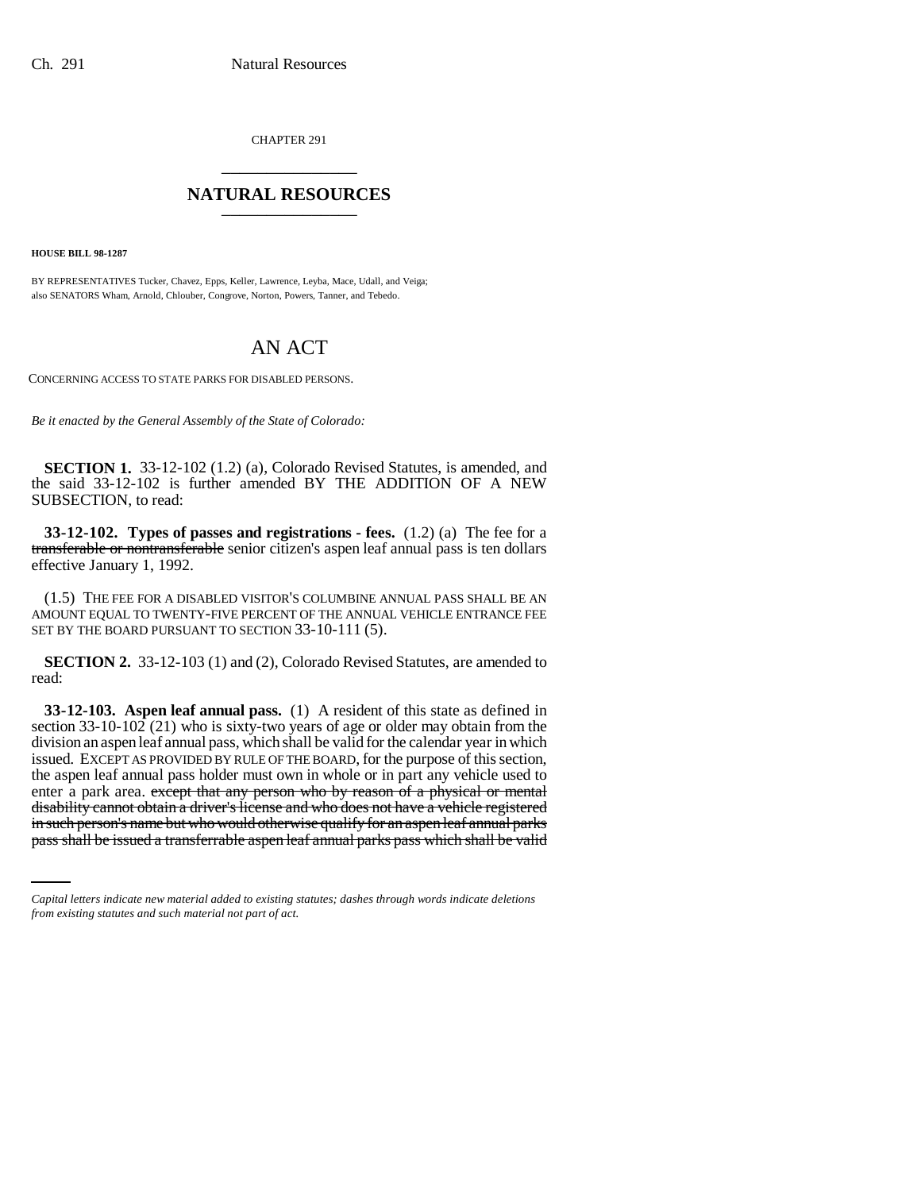CHAPTER 291

# NATURAL RESOURCES

**HOUSE BILL 98-1287**

BY REPRESENTATIVES Tucker, Chavez, Epps, Keller, Lawrence, Leyba, Mace, Udall, and Veiga;
also SENATORS Wham, Arnold, Chlouber, Congrove, Norton, Powers, Tanner, and Tebedo.

# AN ACT

CONCERNING ACCESS TO STATE PARKS FOR DISABLED PERSONS.

*Be it enacted by the General Assembly of the State of Colorado:*

**SECTION 1.** 33-12-102 (1.2) (a), Colorado Revised Statutes, is amended, and the said 33-12-102 is further amended BY THE ADDITION OF A NEW SUBSECTION, to read:

**33-12-102. Types of passes and registrations - fees.** (1.2) (a) The fee for a ~~transferable or nontransferable~~ senior citizen's aspen leaf annual pass is ten dollars effective January 1, 1992.

(1.5) THE FEE FOR A DISABLED VISITOR'S COLUMBINE ANNUAL PASS SHALL BE AN AMOUNT EQUAL TO TWENTY-FIVE PERCENT OF THE ANNUAL VEHICLE ENTRANCE FEE SET BY THE BOARD PURSUANT TO SECTION 33-10-111 (5).

**SECTION 2.** 33-12-103 (1) and (2), Colorado Revised Statutes, are amended to read:

**33-12-103. Aspen leaf annual pass.** (1) A resident of this state as defined in section 33-10-102 (21) who is sixty-two years of age or older may obtain from the division an aspen leaf annual pass, which shall be valid for the calendar year in which issued. EXCEPT AS PROVIDED BY RULE OF THE BOARD, for the purpose of this section, the aspen leaf annual pass holder must own in whole or in part any vehicle used to enter a park area. ~~except that any person who by reason of a physical or mental disability cannot obtain a driver's license and who does not have a vehicle registered in such person's name but who would otherwise qualify for an aspen leaf annual parks pass shall be issued a transferrable aspen leaf annual parks pass which shall be valid~~

*Capital letters indicate new material added to existing statutes; dashes through words indicate deletions from existing statutes and such material not part of act.*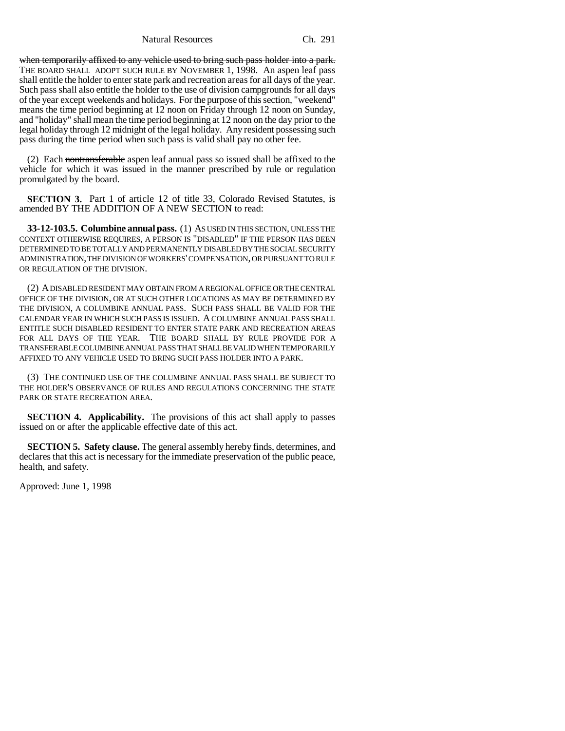~~when temporarily affixed to any vehicle used to bring such pass holder into a park.~~ THE BOARD SHALL ADOPT SUCH RULE BY NOVEMBER 1, 1998. An aspen leaf pass shall entitle the holder to enter state park and recreation areas for all days of the year. Such pass shall also entitle the holder to the use of division campgrounds for all days of the year except weekends and holidays. For the purpose of this section, "weekend" means the time period beginning at 12 noon on Friday through 12 noon on Sunday, and "holiday" shall mean the time period beginning at 12 noon on the day prior to the legal holiday through 12 midnight of the legal holiday. Any resident possessing such pass during the time period when such pass is valid shall pay no other fee.

(2) Each ~~nontransferable~~ aspen leaf annual pass so issued shall be affixed to the vehicle for which it was issued in the manner prescribed by rule or regulation promulgated by the board.

**SECTION 3.** Part 1 of article 12 of title 33, Colorado Revised Statutes, is amended BY THE ADDITION OF A NEW SECTION to read:

**33-12-103.5. Columbine annual pass.** (1) AS USED IN THIS SECTION, UNLESS THE CONTEXT OTHERWISE REQUIRES, A PERSON IS "DISABLED" IF THE PERSON HAS BEEN DETERMINED TO BE TOTALLY AND PERMANENTLY DISABLED BY THE SOCIAL SECURITY ADMINISTRATION, THE DIVISION OF WORKERS' COMPENSATION, OR PURSUANT TO RULE OR REGULATION OF THE DIVISION.

(2) A DISABLED RESIDENT MAY OBTAIN FROM A REGIONAL OFFICE OR THE CENTRAL OFFICE OF THE DIVISION, OR AT SUCH OTHER LOCATIONS AS MAY BE DETERMINED BY THE DIVISION, A COLUMBINE ANNUAL PASS. SUCH PASS SHALL BE VALID FOR THE CALENDAR YEAR IN WHICH SUCH PASS IS ISSUED. A COLUMBINE ANNUAL PASS SHALL ENTITLE SUCH DISABLED RESIDENT TO ENTER STATE PARK AND RECREATION AREAS FOR ALL DAYS OF THE YEAR. THE BOARD SHALL BY RULE PROVIDE FOR A TRANSFERABLE COLUMBINE ANNUAL PASS THAT SHALL BE VALID WHEN TEMPORARILY AFFIXED TO ANY VEHICLE USED TO BRING SUCH PASS HOLDER INTO A PARK.

(3) THE CONTINUED USE OF THE COLUMBINE ANNUAL PASS SHALL BE SUBJECT TO THE HOLDER'S OBSERVANCE OF RULES AND REGULATIONS CONCERNING THE STATE PARK OR STATE RECREATION AREA.

**SECTION 4. Applicability.** The provisions of this act shall apply to passes issued on or after the applicable effective date of this act.

**SECTION 5. Safety clause.** The general assembly hereby finds, determines, and declares that this act is necessary for the immediate preservation of the public peace, health, and safety.

Approved: June 1, 1998